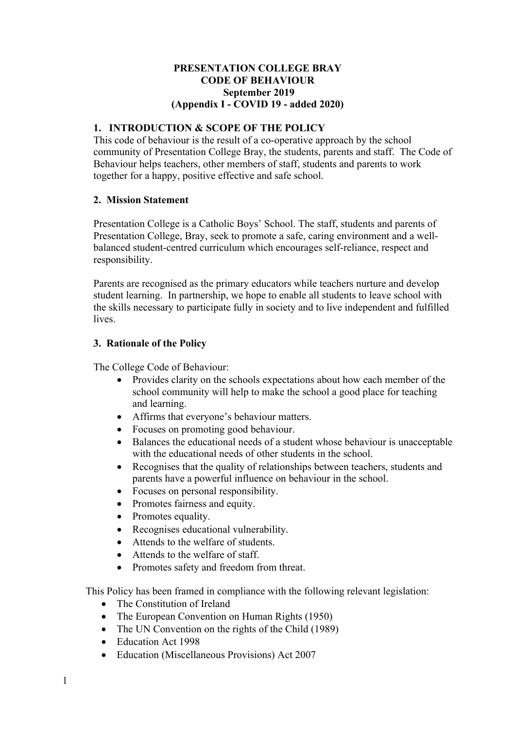# PRESENTATION COLLEGE BRAY
# CODE OF BEHAVIOUR
# September 2019
# (Appendix I - COVID 19 - added 2020)

## 1. INTRODUCTION & SCOPE OF THE POLICY

This code of behaviour is the result of a co-operative approach by the school community of Presentation College Bray, the students, parents and staff. The Code of Behaviour helps teachers, other members of staff, students and parents to work together for a happy, positive effective and safe school.

## 2. Mission Statement

Presentation College is a Catholic Boys' School. The staff, students and parents of Presentation College, Bray, seek to promote a safe, caring environment and a well-balanced student-centred curriculum which encourages self-reliance, respect and responsibility.

Parents are recognised as the primary educators while teachers nurture and develop student learning. In partnership, we hope to enable all students to leave school with the skills necessary to participate fully in society and to live independent and fulfilled lives.

## 3. Rationale of the Policy

The College Code of Behaviour:

- Provides clarity on the schools expectations about how each member of the school community will help to make the school a good place for teaching and learning.
- Affirms that everyone's behaviour matters.
- Focuses on promoting good behaviour.
- Balances the educational needs of a student whose behaviour is unacceptable with the educational needs of other students in the school.
- Recognises that the quality of relationships between teachers, students and parents have a powerful influence on behaviour in the school.
- Focuses on personal responsibility.
- Promotes fairness and equity.
- Promotes equality.
- Recognises educational vulnerability.
- Attends to the welfare of students.
- Attends to the welfare of staff.
- Promotes safety and freedom from threat.

This Policy has been framed in compliance with the following relevant legislation:

- The Constitution of Ireland
- The European Convention on Human Rights (1950)
- The UN Convention on the rights of the Child (1989)
- Education Act 1998
- Education (Miscellaneous Provisions) Act 2007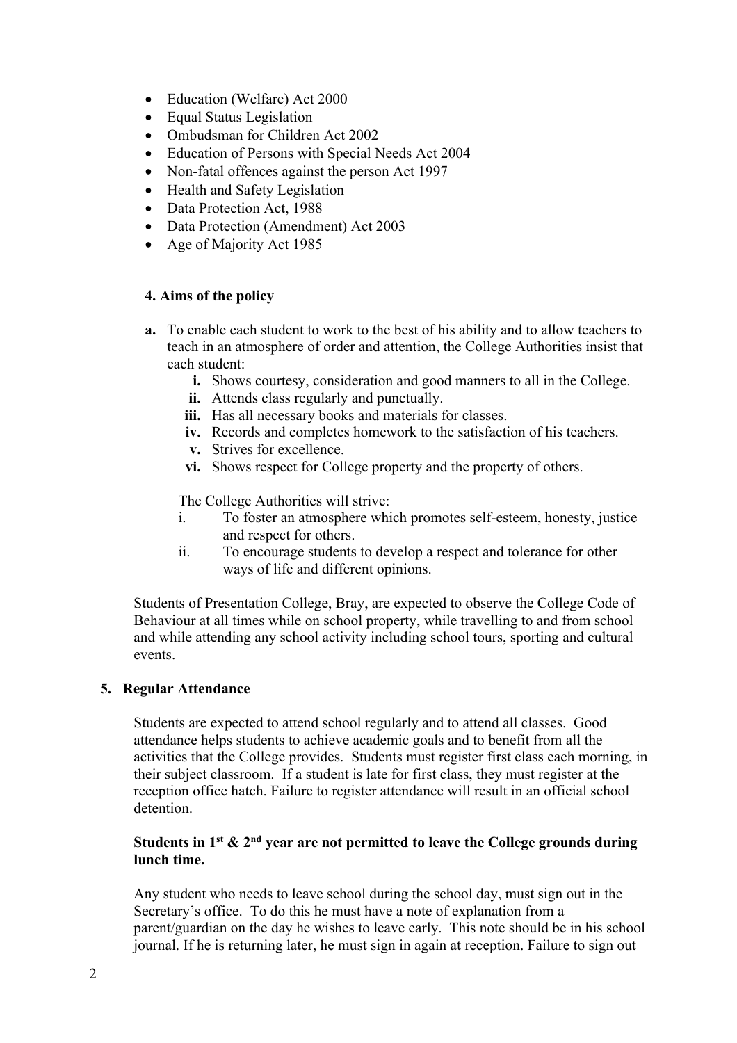- Education (Welfare) Act 2000
- Equal Status Legislation
- Ombudsman for Children Act 2002
- Education of Persons with Special Needs Act 2004
- Non-fatal offences against the person Act 1997
- Health and Safety Legislation
- Data Protection Act, 1988
- Data Protection (Amendment) Act 2003
- Age of Majority Act 1985

### 4. Aims of the policy

**a.** To enable each student to work to the best of his ability and to allow teachers to teach in an atmosphere of order and attention, the College Authorities insist that each student:

   **i.** Shows courtesy, consideration and good manners to all in the College.
   **ii.** Attends class regularly and punctually.
   **iii.** Has all necessary books and materials for classes.
   **iv.** Records and completes homework to the satisfaction of his teachers.
   **v.** Strives for excellence.
   **vi.** Shows respect for College property and the property of others.

The College Authorities will strive:

i. To foster an atmosphere which promotes self-esteem, honesty, justice and respect for others.
ii. To encourage students to develop a respect and tolerance for other ways of life and different opinions.

Students of Presentation College, Bray, are expected to observe the College Code of Behaviour at all times while on school property, while travelling to and from school and while attending any school activity including school tours, sporting and cultural events.

### 5. Regular Attendance

Students are expected to attend school regularly and to attend all classes. Good attendance helps students to achieve academic goals and to benefit from all the activities that the College provides. Students must register first class each morning, in their subject classroom. If a student is late for first class, they must register at the reception office hatch. Failure to register attendance will result in an official school detention.

**Students in 1st & 2nd year are not permitted to leave the College grounds during lunch time.**

Any student who needs to leave school during the school day, must sign out in the Secretary's office. To do this he must have a note of explanation from a parent/guardian on the day he wishes to leave early. This note should be in his school journal. If he is returning later, he must sign in again at reception. Failure to sign out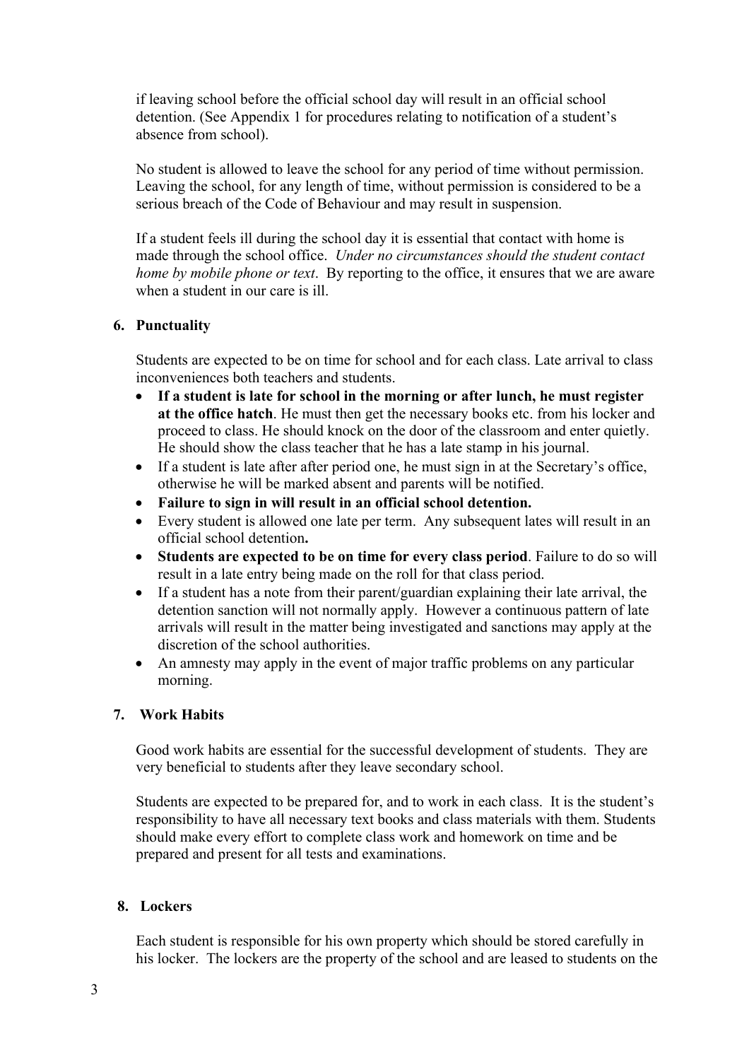if leaving school before the official school day will result in an official school detention. (See Appendix 1 for procedures relating to notification of a student's absence from school).

No student is allowed to leave the school for any period of time without permission. Leaving the school, for any length of time, without permission is considered to be a serious breach of the Code of Behaviour and may result in suspension.

If a student feels ill during the school day it is essential that contact with home is made through the school office. *Under no circumstances should the student contact home by mobile phone or text*. By reporting to the office, it ensures that we are aware when a student in our care is ill.

## 6. Punctuality

Students are expected to be on time for school and for each class. Late arrival to class inconveniences both teachers and students.

- **If a student is late for school in the morning or after lunch, he must register at the office hatch**. He must then get the necessary books etc. from his locker and proceed to class. He should knock on the door of the classroom and enter quietly. He should show the class teacher that he has a late stamp in his journal.
- If a student is late after after period one, he must sign in at the Secretary's office, otherwise he will be marked absent and parents will be notified.
- **Failure to sign in will result in an official school detention.**
- Every student is allowed one late per term. Any subsequent lates will result in an official school detention**.**
- **Students are expected to be on time for every class period**. Failure to do so will result in a late entry being made on the roll for that class period.
- If a student has a note from their parent/guardian explaining their late arrival, the detention sanction will not normally apply. However a continuous pattern of late arrivals will result in the matter being investigated and sanctions may apply at the discretion of the school authorities.
- An amnesty may apply in the event of major traffic problems on any particular morning.

## 7. Work Habits

Good work habits are essential for the successful development of students. They are very beneficial to students after they leave secondary school.

Students are expected to be prepared for, and to work in each class. It is the student's responsibility to have all necessary text books and class materials with them. Students should make every effort to complete class work and homework on time and be prepared and present for all tests and examinations.

## 8. Lockers

Each student is responsible for his own property which should be stored carefully in his locker. The lockers are the property of the school and are leased to students on the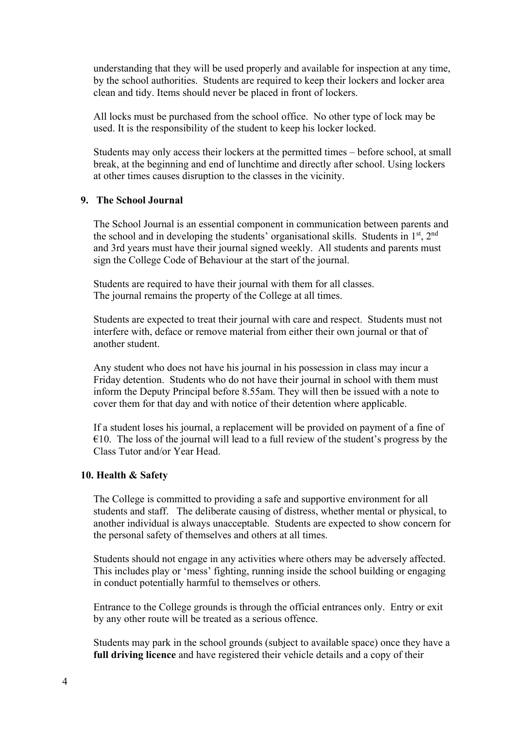understanding that they will be used properly and available for inspection at any time, by the school authorities. Students are required to keep their lockers and locker area clean and tidy. Items should never be placed in front of lockers.

All locks must be purchased from the school office. No other type of lock may be used. It is the responsibility of the student to keep his locker locked.

Students may only access their lockers at the permitted times – before school, at small break, at the beginning and end of lunchtime and directly after school. Using lockers at other times causes disruption to the classes in the vicinity.

## 9. The School Journal

The School Journal is an essential component in communication between parents and the school and in developing the students' organisational skills. Students in 1st, 2nd and 3rd years must have their journal signed weekly. All students and parents must sign the College Code of Behaviour at the start of the journal.

Students are required to have their journal with them for all classes.
The journal remains the property of the College at all times.

Students are expected to treat their journal with care and respect. Students must not interfere with, deface or remove material from either their own journal or that of another student.

Any student who does not have his journal in his possession in class may incur a Friday detention. Students who do not have their journal in school with them must inform the Deputy Principal before 8.55am. They will then be issued with a note to cover them for that day and with notice of their detention where applicable.

If a student loses his journal, a replacement will be provided on payment of a fine of €10. The loss of the journal will lead to a full review of the student's progress by the Class Tutor and/or Year Head.

## 10. Health & Safety

The College is committed to providing a safe and supportive environment for all students and staff. The deliberate causing of distress, whether mental or physical, to another individual is always unacceptable. Students are expected to show concern for the personal safety of themselves and others at all times.

Students should not engage in any activities where others may be adversely affected. This includes play or 'mess' fighting, running inside the school building or engaging in conduct potentially harmful to themselves or others.

Entrance to the College grounds is through the official entrances only. Entry or exit by any other route will be treated as a serious offence.

Students may park in the school grounds (subject to available space) once they have a **full driving licence** and have registered their vehicle details and a copy of their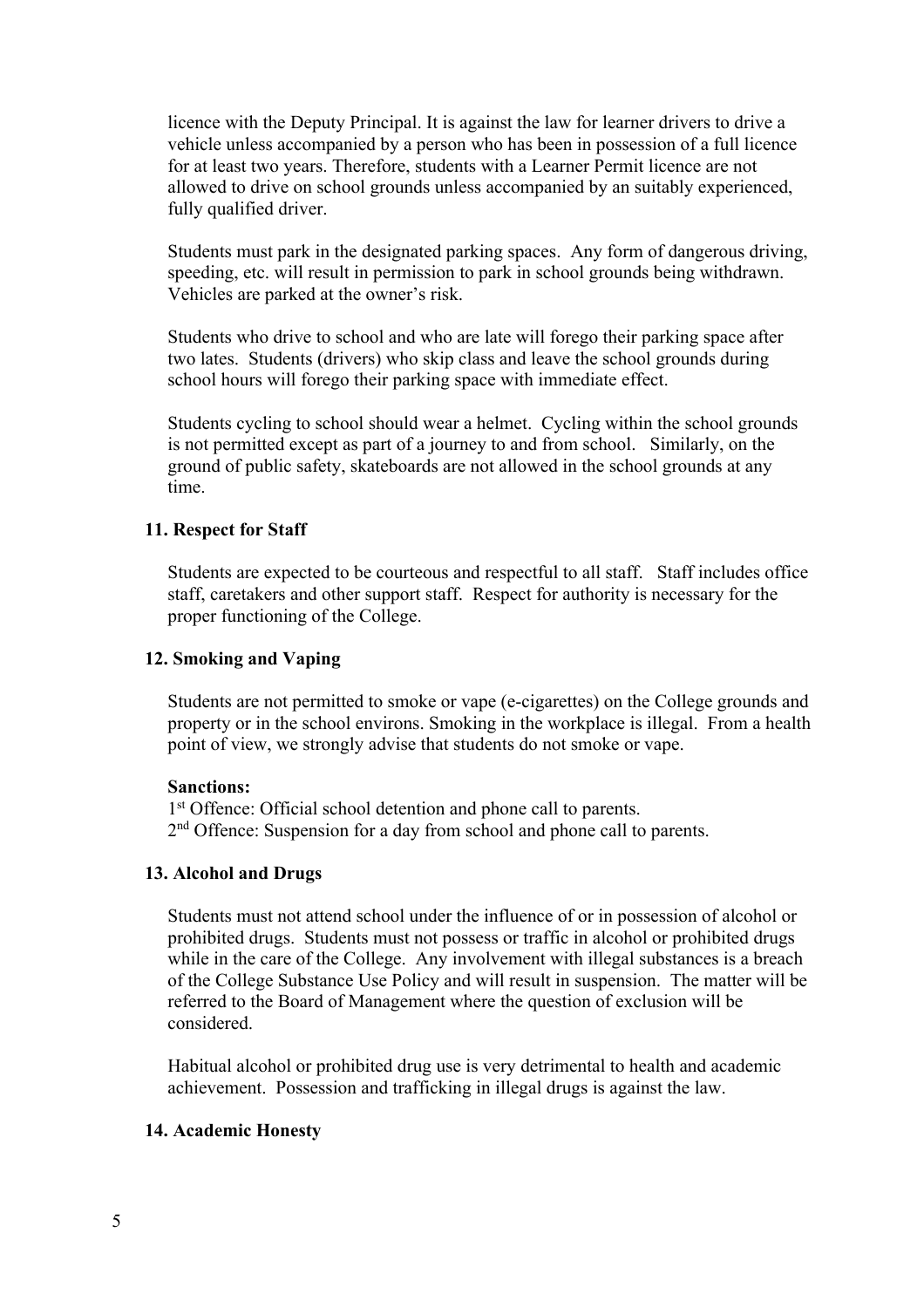licence with the Deputy Principal. It is against the law for learner drivers to drive a vehicle unless accompanied by a person who has been in possession of a full licence for at least two years. Therefore, students with a Learner Permit licence are not allowed to drive on school grounds unless accompanied by an suitably experienced, fully qualified driver.

Students must park in the designated parking spaces. Any form of dangerous driving, speeding, etc. will result in permission to park in school grounds being withdrawn. Vehicles are parked at the owner's risk.

Students who drive to school and who are late will forego their parking space after two lates. Students (drivers) who skip class and leave the school grounds during school hours will forego their parking space with immediate effect.

Students cycling to school should wear a helmet. Cycling within the school grounds is not permitted except as part of a journey to and from school. Similarly, on the ground of public safety, skateboards are not allowed in the school grounds at any time.

### 11. Respect for Staff

Students are expected to be courteous and respectful to all staff. Staff includes office staff, caretakers and other support staff. Respect for authority is necessary for the proper functioning of the College.

### 12. Smoking and Vaping

Students are not permitted to smoke or vape (e-cigarettes) on the College grounds and property or in the school environs. Smoking in the workplace is illegal. From a health point of view, we strongly advise that students do not smoke or vape.

**Sanctions:**
1st Offence: Official school detention and phone call to parents.
2nd Offence: Suspension for a day from school and phone call to parents.

### 13. Alcohol and Drugs

Students must not attend school under the influence of or in possession of alcohol or prohibited drugs. Students must not possess or traffic in alcohol or prohibited drugs while in the care of the College. Any involvement with illegal substances is a breach of the College Substance Use Policy and will result in suspension. The matter will be referred to the Board of Management where the question of exclusion will be considered.

Habitual alcohol or prohibited drug use is very detrimental to health and academic achievement. Possession and trafficking in illegal drugs is against the law.

### 14. Academic Honesty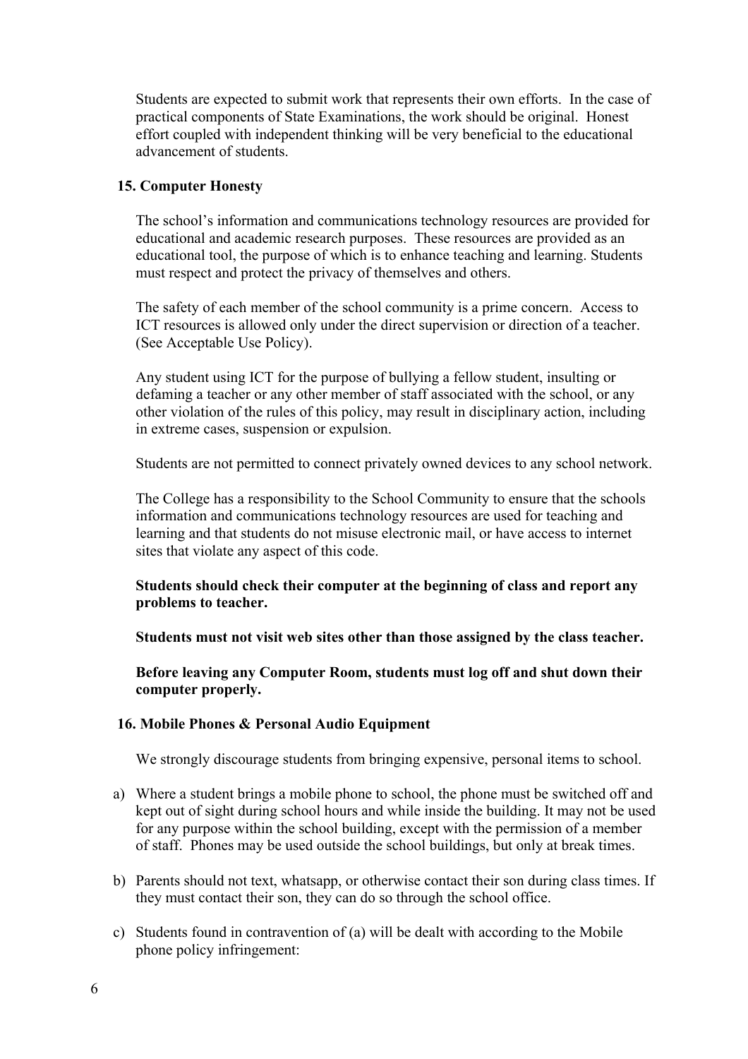Students are expected to submit work that represents their own efforts. In the case of practical components of State Examinations, the work should be original. Honest effort coupled with independent thinking will be very beneficial to the educational advancement of students.

## 15. Computer Honesty

The school's information and communications technology resources are provided for educational and academic research purposes. These resources are provided as an educational tool, the purpose of which is to enhance teaching and learning. Students must respect and protect the privacy of themselves and others.

The safety of each member of the school community is a prime concern. Access to ICT resources is allowed only under the direct supervision or direction of a teacher. (See Acceptable Use Policy).

Any student using ICT for the purpose of bullying a fellow student, insulting or defaming a teacher or any other member of staff associated with the school, or any other violation of the rules of this policy, may result in disciplinary action, including in extreme cases, suspension or expulsion.

Students are not permitted to connect privately owned devices to any school network.

The College has a responsibility to the School Community to ensure that the schools information and communications technology resources are used for teaching and learning and that students do not misuse electronic mail, or have access to internet sites that violate any aspect of this code.

**Students should check their computer at the beginning of class and report any problems to teacher.**

**Students must not visit web sites other than those assigned by the class teacher.**

**Before leaving any Computer Room, students must log off and shut down their computer properly.**

## 16. Mobile Phones & Personal Audio Equipment

We strongly discourage students from bringing expensive, personal items to school.

a) Where a student brings a mobile phone to school, the phone must be switched off and kept out of sight during school hours and while inside the building. It may not be used for any purpose within the school building, except with the permission of a member of staff. Phones may be used outside the school buildings, but only at break times.

b) Parents should not text, whatsapp, or otherwise contact their son during class times. If they must contact their son, they can do so through the school office.

c) Students found in contravention of (a) will be dealt with according to the Mobile phone policy infringement: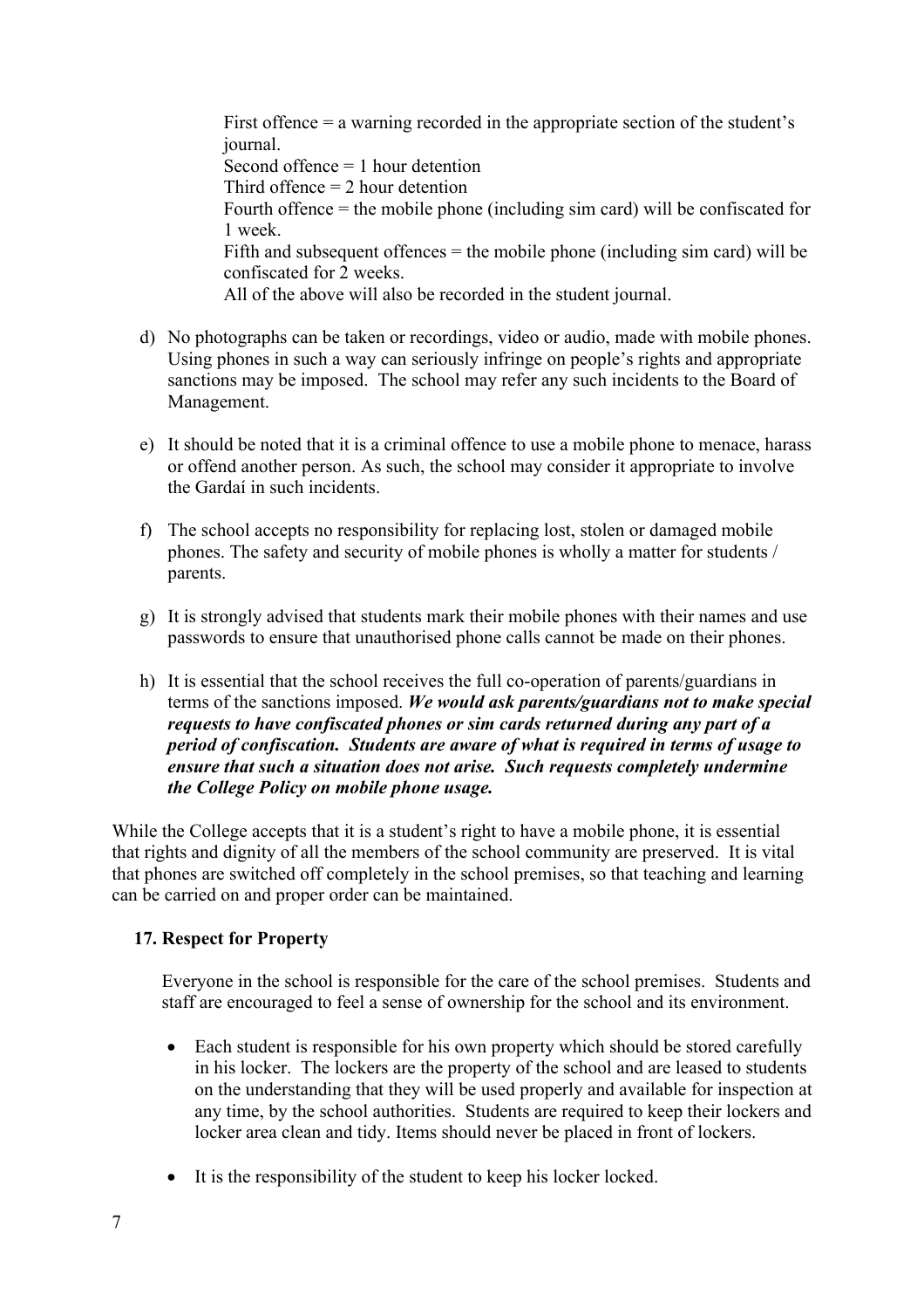First offence = a warning recorded in the appropriate section of the student's journal.
Second offence = 1 hour detention
Third offence = 2 hour detention
Fourth offence = the mobile phone (including sim card) will be confiscated for 1 week.
Fifth and subsequent offences = the mobile phone (including sim card) will be confiscated for 2 weeks.
All of the above will also be recorded in the student journal.

d) No photographs can be taken or recordings, video or audio, made with mobile phones. Using phones in such a way can seriously infringe on people's rights and appropriate sanctions may be imposed. The school may refer any such incidents to the Board of Management.

e) It should be noted that it is a criminal offence to use a mobile phone to menace, harass or offend another person. As such, the school may consider it appropriate to involve the Gardaí in such incidents.

f) The school accepts no responsibility for replacing lost, stolen or damaged mobile phones. The safety and security of mobile phones is wholly a matter for students / parents.

g) It is strongly advised that students mark their mobile phones with their names and use passwords to ensure that unauthorised phone calls cannot be made on their phones.

h) It is essential that the school receives the full co-operation of parents/guardians in terms of the sanctions imposed. ***We would ask parents/guardians not to make special requests to have confiscated phones or sim cards returned during any part of a period of confiscation. Students are aware of what is required in terms of usage to ensure that such a situation does not arise. Such requests completely undermine the College Policy on mobile phone usage.***

While the College accepts that it is a student's right to have a mobile phone, it is essential that rights and dignity of all the members of the school community are preserved. It is vital that phones are switched off completely in the school premises, so that teaching and learning can be carried on and proper order can be maintained.

## 17. Respect for Property

Everyone in the school is responsible for the care of the school premises. Students and staff are encouraged to feel a sense of ownership for the school and its environment.

- Each student is responsible for his own property which should be stored carefully in his locker. The lockers are the property of the school and are leased to students on the understanding that they will be used properly and available for inspection at any time, by the school authorities. Students are required to keep their lockers and locker area clean and tidy. Items should never be placed in front of lockers.

- It is the responsibility of the student to keep his locker locked.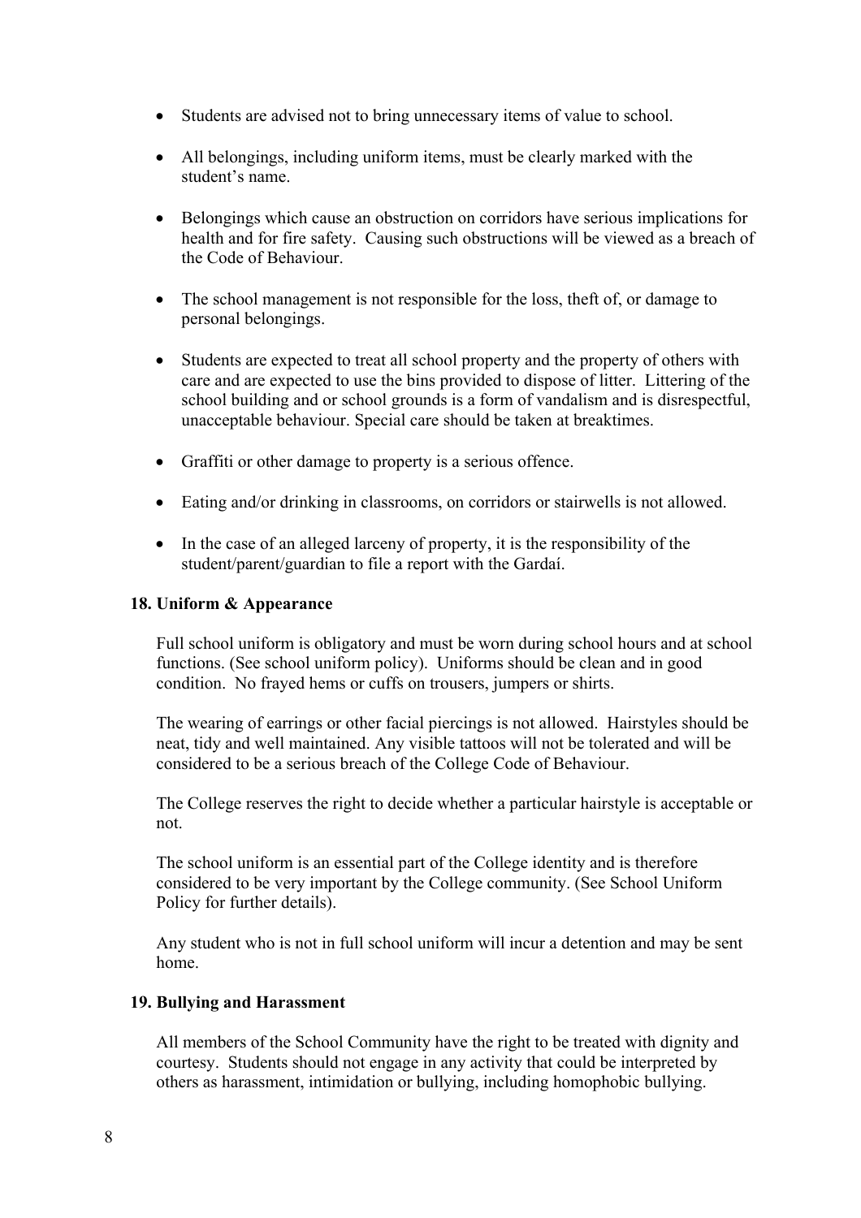- Students are advised not to bring unnecessary items of value to school.
- All belongings, including uniform items, must be clearly marked with the student's name.
- Belongings which cause an obstruction on corridors have serious implications for health and for fire safety. Causing such obstructions will be viewed as a breach of the Code of Behaviour.
- The school management is not responsible for the loss, theft of, or damage to personal belongings.
- Students are expected to treat all school property and the property of others with care and are expected to use the bins provided to dispose of litter. Littering of the school building and or school grounds is a form of vandalism and is disrespectful, unacceptable behaviour. Special care should be taken at breaktimes.
- Graffiti or other damage to property is a serious offence.
- Eating and/or drinking in classrooms, on corridors or stairwells is not allowed.
- In the case of an alleged larceny of property, it is the responsibility of the student/parent/guardian to file a report with the Gardaí.

**18. Uniform & Appearance**

Full school uniform is obligatory and must be worn during school hours and at school functions. (See school uniform policy). Uniforms should be clean and in good condition. No frayed hems or cuffs on trousers, jumpers or shirts.

The wearing of earrings or other facial piercings is not allowed. Hairstyles should be neat, tidy and well maintained. Any visible tattoos will not be tolerated and will be considered to be a serious breach of the College Code of Behaviour.

The College reserves the right to decide whether a particular hairstyle is acceptable or not.

The school uniform is an essential part of the College identity and is therefore considered to be very important by the College community. (See School Uniform Policy for further details).

Any student who is not in full school uniform will incur a detention and may be sent home.

**19. Bullying and Harassment**

All members of the School Community have the right to be treated with dignity and courtesy. Students should not engage in any activity that could be interpreted by others as harassment, intimidation or bullying, including homophobic bullying.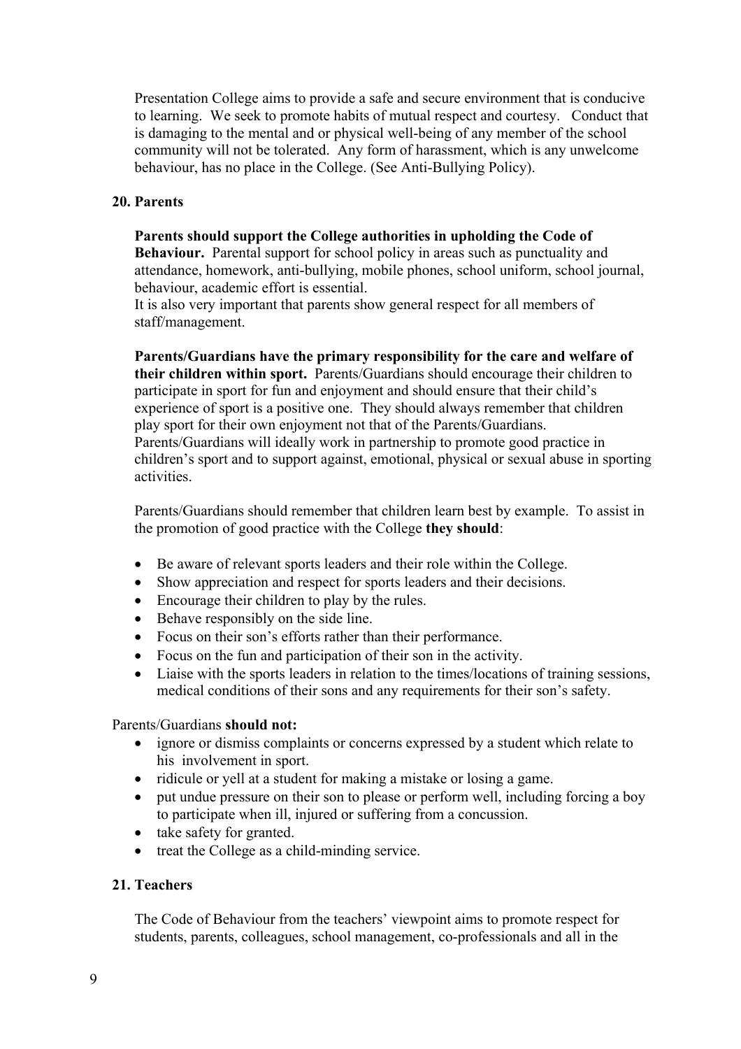Presentation College aims to provide a safe and secure environment that is conducive to learning. We seek to promote habits of mutual respect and courtesy. Conduct that is damaging to the mental and or physical well-being of any member of the school community will not be tolerated. Any form of harassment, which is any unwelcome behaviour, has no place in the College. (See Anti-Bullying Policy).

## 20. Parents

**Parents should support the College authorities in upholding the Code of Behaviour.** Parental support for school policy in areas such as punctuality and attendance, homework, anti-bullying, mobile phones, school uniform, school journal, behaviour, academic effort is essential.
It is also very important that parents show general respect for all members of staff/management.

**Parents/Guardians have the primary responsibility for the care and welfare of their children within sport.** Parents/Guardians should encourage their children to participate in sport for fun and enjoyment and should ensure that their child's experience of sport is a positive one. They should always remember that children play sport for their own enjoyment not that of the Parents/Guardians. Parents/Guardians will ideally work in partnership to promote good practice in children's sport and to support against, emotional, physical or sexual abuse in sporting activities.

Parents/Guardians should remember that children learn best by example. To assist in the promotion of good practice with the College **they should**:

- Be aware of relevant sports leaders and their role within the College.
- Show appreciation and respect for sports leaders and their decisions.
- Encourage their children to play by the rules.
- Behave responsibly on the side line.
- Focus on their son's efforts rather than their performance.
- Focus on the fun and participation of their son in the activity.
- Liaise with the sports leaders in relation to the times/locations of training sessions, medical conditions of their sons and any requirements for their son's safety.

Parents/Guardians **should not:**

- ignore or dismiss complaints or concerns expressed by a student which relate to his involvement in sport.
- ridicule or yell at a student for making a mistake or losing a game.
- put undue pressure on their son to please or perform well, including forcing a boy to participate when ill, injured or suffering from a concussion.
- take safety for granted.
- treat the College as a child-minding service.

## 21. Teachers

The Code of Behaviour from the teachers' viewpoint aims to promote respect for students, parents, colleagues, school management, co-professionals and all in the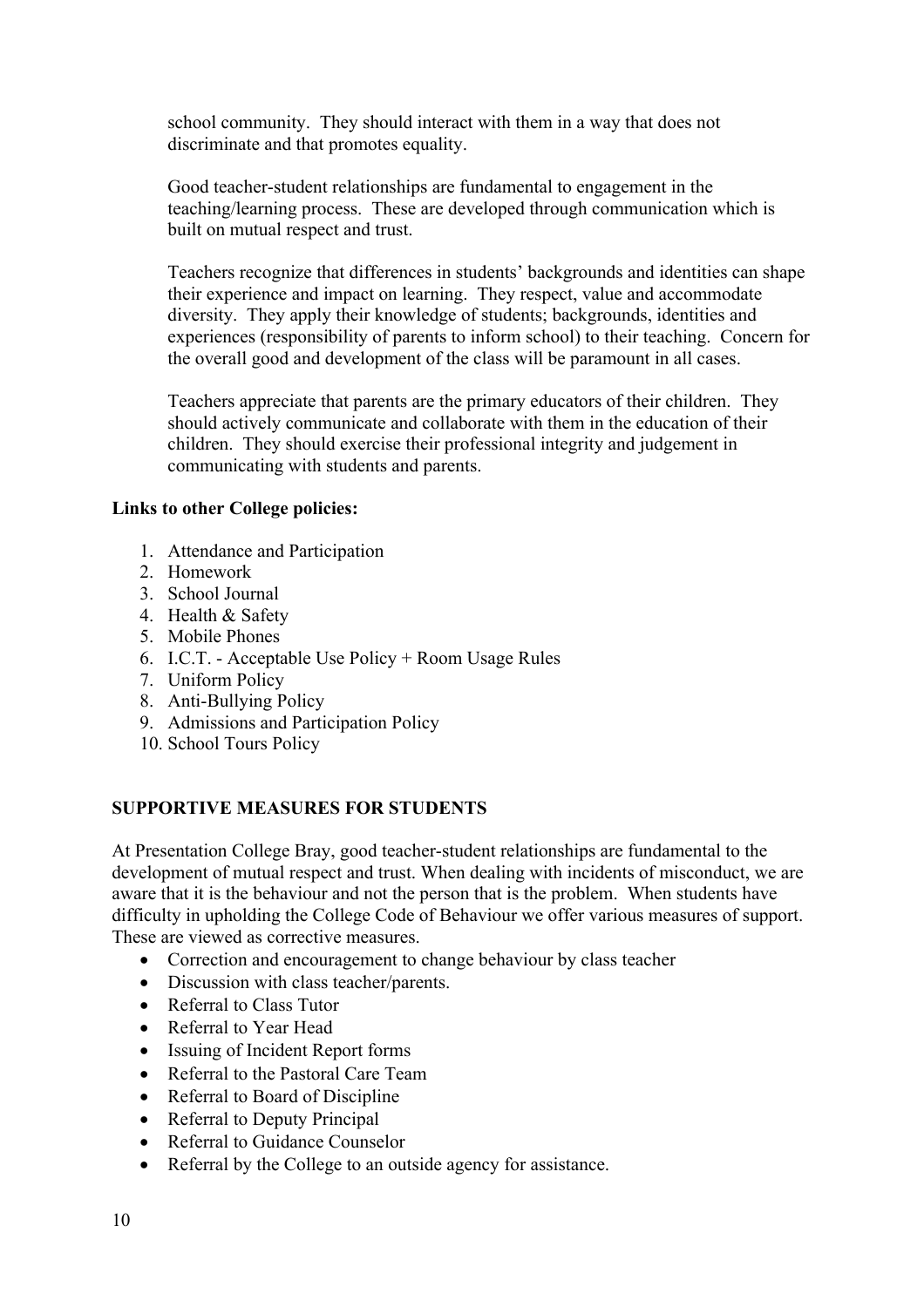school community. They should interact with them in a way that does not discriminate and that promotes equality.

Good teacher-student relationships are fundamental to engagement in the teaching/learning process. These are developed through communication which is built on mutual respect and trust.

Teachers recognize that differences in students' backgrounds and identities can shape their experience and impact on learning. They respect, value and accommodate diversity. They apply their knowledge of students; backgrounds, identities and experiences (responsibility of parents to inform school) to their teaching. Concern for the overall good and development of the class will be paramount in all cases.

Teachers appreciate that parents are the primary educators of their children. They should actively communicate and collaborate with them in the education of their children. They should exercise their professional integrity and judgement in communicating with students and parents.

**Links to other College policies:**

1. Attendance and Participation
2. Homework
3. School Journal
4. Health & Safety
5. Mobile Phones
6. I.C.T. - Acceptable Use Policy + Room Usage Rules
7. Uniform Policy
8. Anti-Bullying Policy
9. Admissions and Participation Policy
10. School Tours Policy

**SUPPORTIVE MEASURES FOR STUDENTS**

At Presentation College Bray, good teacher-student relationships are fundamental to the development of mutual respect and trust. When dealing with incidents of misconduct, we are aware that it is the behaviour and not the person that is the problem. When students have difficulty in upholding the College Code of Behaviour we offer various measures of support. These are viewed as corrective measures.

- Correction and encouragement to change behaviour by class teacher
- Discussion with class teacher/parents.
- Referral to Class Tutor
- Referral to Year Head
- Issuing of Incident Report forms
- Referral to the Pastoral Care Team
- Referral to Board of Discipline
- Referral to Deputy Principal
- Referral to Guidance Counselor
- Referral by the College to an outside agency for assistance.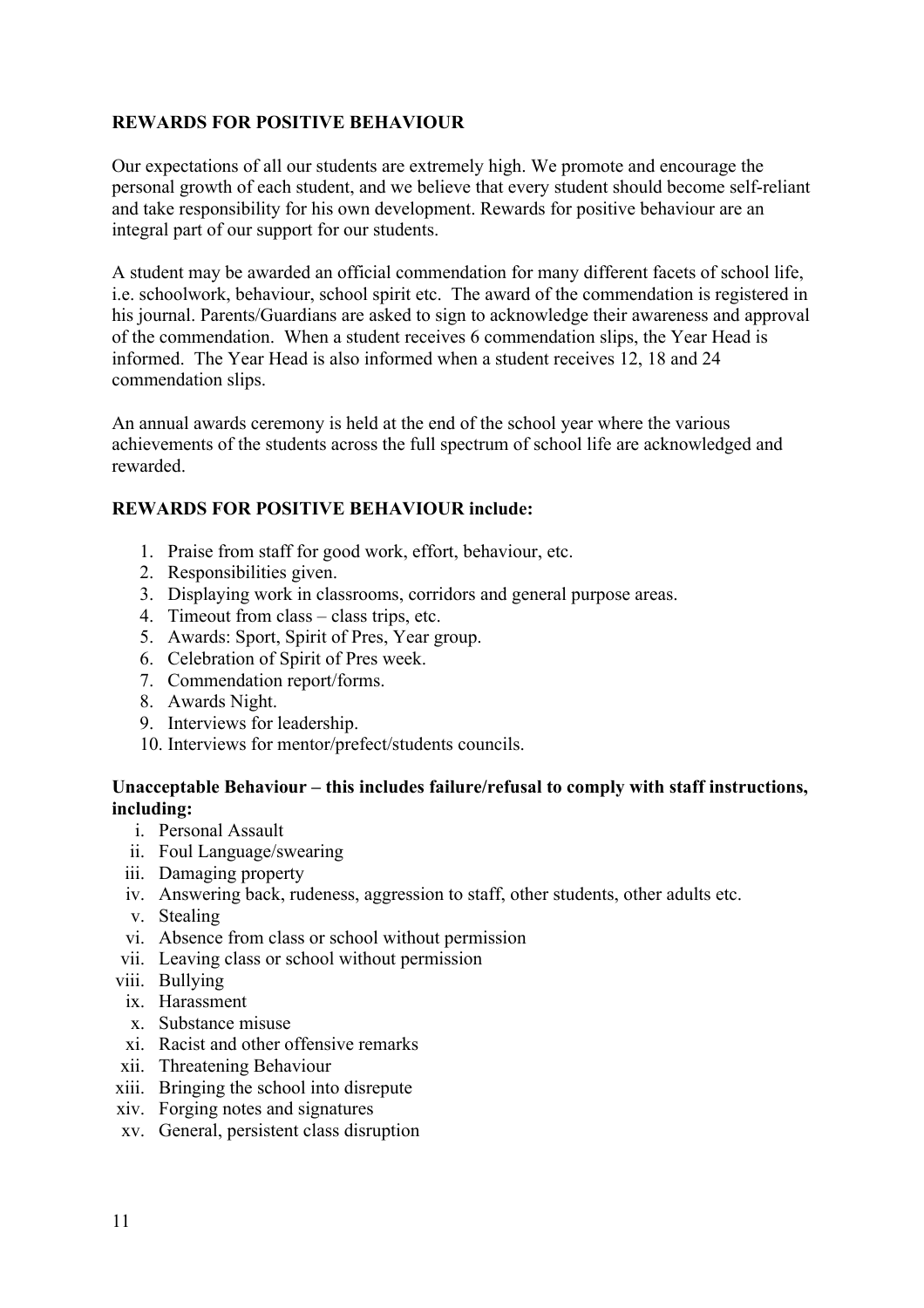**REWARDS FOR POSITIVE BEHAVIOUR**

Our expectations of all our students are extremely high. We promote and encourage the personal growth of each student, and we believe that every student should become self-reliant and take responsibility for his own development. Rewards for positive behaviour are an integral part of our support for our students.

A student may be awarded an official commendation for many different facets of school life, i.e. schoolwork, behaviour, school spirit etc. The award of the commendation is registered in his journal. Parents/Guardians are asked to sign to acknowledge their awareness and approval of the commendation. When a student receives 6 commendation slips, the Year Head is informed. The Year Head is also informed when a student receives 12, 18 and 24 commendation slips.

An annual awards ceremony is held at the end of the school year where the various achievements of the students across the full spectrum of school life are acknowledged and rewarded.

**REWARDS FOR POSITIVE BEHAVIOUR include:**

1. Praise from staff for good work, effort, behaviour, etc.
2. Responsibilities given.
3. Displaying work in classrooms, corridors and general purpose areas.
4. Timeout from class – class trips, etc.
5. Awards: Sport, Spirit of Pres, Year group.
6. Celebration of Spirit of Pres week.
7. Commendation report/forms.
8. Awards Night.
9. Interviews for leadership.
10. Interviews for mentor/prefect/students councils.

**Unacceptable Behaviour – this includes failure/refusal to comply with staff instructions, including:**

i. Personal Assault
ii. Foul Language/swearing
iii. Damaging property
iv. Answering back, rudeness, aggression to staff, other students, other adults etc.
v. Stealing
vi. Absence from class or school without permission
vii. Leaving class or school without permission
viii. Bullying
ix. Harassment
x. Substance misuse
xi. Racist and other offensive remarks
xii. Threatening Behaviour
xiii. Bringing the school into disrepute
xiv. Forging notes and signatures
xv. General, persistent class disruption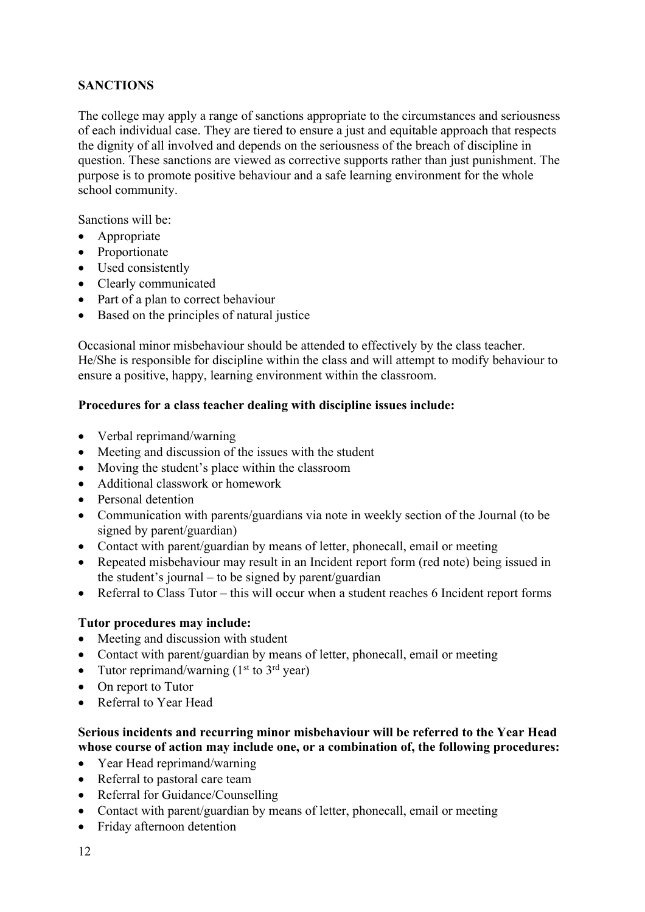**SANCTIONS**

The college may apply a range of sanctions appropriate to the circumstances and seriousness of each individual case. They are tiered to ensure a just and equitable approach that respects the dignity of all involved and depends on the seriousness of the breach of discipline in question. These sanctions are viewed as corrective supports rather than just punishment. The purpose is to promote positive behaviour and a safe learning environment for the whole school community.

Sanctions will be:

- Appropriate
- Proportionate
- Used consistently
- Clearly communicated
- Part of a plan to correct behaviour
- Based on the principles of natural justice

Occasional minor misbehaviour should be attended to effectively by the class teacher. He/She is responsible for discipline within the class and will attempt to modify behaviour to ensure a positive, happy, learning environment within the classroom.

**Procedures for a class teacher dealing with discipline issues include:**

- Verbal reprimand/warning
- Meeting and discussion of the issues with the student
- Moving the student's place within the classroom
- Additional classwork or homework
- Personal detention
- Communication with parents/guardians via note in weekly section of the Journal (to be signed by parent/guardian)
- Contact with parent/guardian by means of letter, phonecall, email or meeting
- Repeated misbehaviour may result in an Incident report form (red note) being issued in the student's journal – to be signed by parent/guardian
- Referral to Class Tutor – this will occur when a student reaches 6 Incident report forms

**Tutor procedures may include:**

- Meeting and discussion with student
- Contact with parent/guardian by means of letter, phonecall, email or meeting
- Tutor reprimand/warning (1st to 3rd year)
- On report to Tutor
- Referral to Year Head

**Serious incidents and recurring minor misbehaviour will be referred to the Year Head whose course of action may include one, or a combination of, the following procedures:**

- Year Head reprimand/warning
- Referral to pastoral care team
- Referral for Guidance/Counselling
- Contact with parent/guardian by means of letter, phonecall, email or meeting
- Friday afternoon detention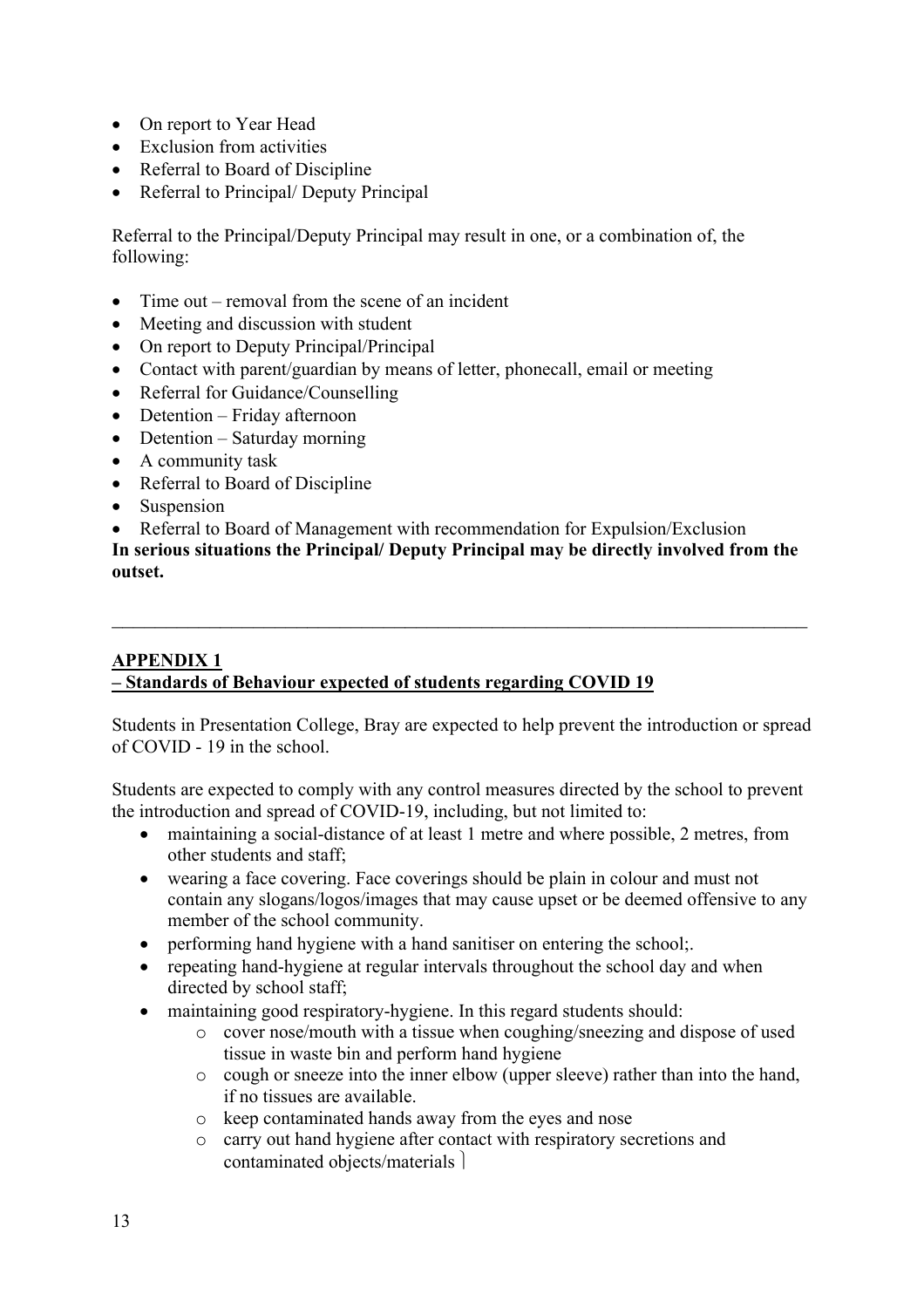- On report to Year Head
- Exclusion from activities
- Referral to Board of Discipline
- Referral to Principal/ Deputy Principal

Referral to the Principal/Deputy Principal may result in one, or a combination of, the following:

- Time out – removal from the scene of an incident
- Meeting and discussion with student
- On report to Deputy Principal/Principal
- Contact with parent/guardian by means of letter, phonecall, email or meeting
- Referral for Guidance/Counselling
- Detention – Friday afternoon
- Detention – Saturday morning
- A community task
- Referral to Board of Discipline
- Suspension
- Referral to Board of Management with recommendation for Expulsion/Exclusion

**In serious situations the Principal/ Deputy Principal may be directly involved from the outset.**

---

## APPENDIX 1
## – Standards of Behaviour expected of students regarding COVID 19

Students in Presentation College, Bray are expected to help prevent the introduction or spread of COVID - 19 in the school.

Students are expected to comply with any control measures directed by the school to prevent the introduction and spread of COVID-19, including, but not limited to:

- maintaining a social-distance of at least 1 metre and where possible, 2 metres, from other students and staff;
- wearing a face covering. Face coverings should be plain in colour and must not contain any slogans/logos/images that may cause upset or be deemed offensive to any member of the school community.
- performing hand hygiene with a hand sanitiser on entering the school;.
- repeating hand-hygiene at regular intervals throughout the school day and when directed by school staff;
- maintaining good respiratory-hygiene. In this regard students should:
    - cover nose/mouth with a tissue when coughing/sneezing and dispose of used tissue in waste bin and perform hand hygiene
    - cough or sneeze into the inner elbow (upper sleeve) rather than into the hand, if no tissues are available.
    - keep contaminated hands away from the eyes and nose
    - carry out hand hygiene after contact with respiratory secretions and contaminated objects/materials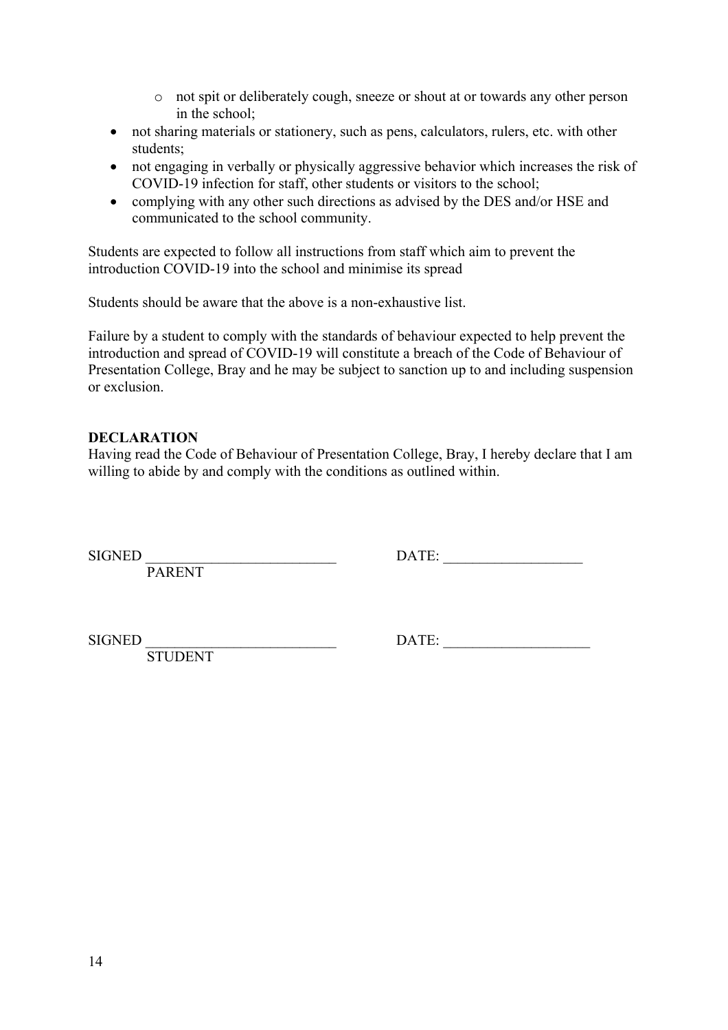- not spit or deliberately cough, sneeze or shout at or towards any other person in the school;
- not sharing materials or stationery, such as pens, calculators, rulers, etc. with other students;
- not engaging in verbally or physically aggressive behavior which increases the risk of COVID-19 infection for staff, other students or visitors to the school;
- complying with any other such directions as advised by the DES and/or HSE and communicated to the school community.

Students are expected to follow all instructions from staff which aim to prevent the introduction COVID-19 into the school and minimise its spread

Students should be aware that the above is a non-exhaustive list.

Failure by a student to comply with the standards of behaviour expected to help prevent the introduction and spread of COVID-19 will constitute a breach of the Code of Behaviour of Presentation College, Bray and he may be subject to sanction up to and including suspension or exclusion.

**DECLARATION**

Having read the Code of Behaviour of Presentation College, Bray, I hereby declare that I am willing to abide by and comply with the conditions as outlined within.

SIGNED __________________________ DATE: ___________________
PARENT

SIGNED __________________________ DATE: ____________________
STUDENT